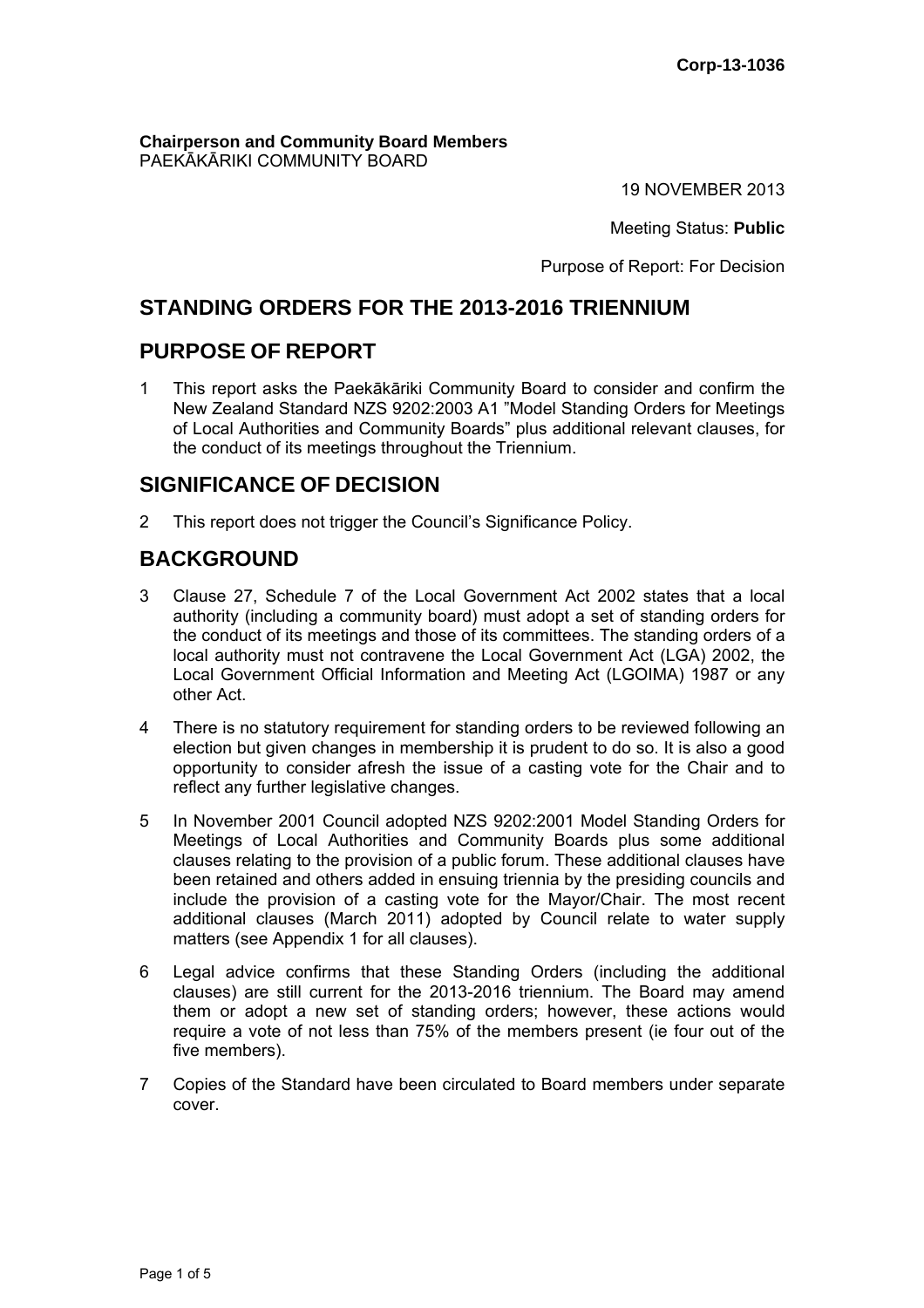Corp-13-1036

**Chairperson and Community Board Members**
PAEKĀKĀRIKI COMMUNITY BOARD

19 NOVEMBER 2013

Meeting Status: **Public**

Purpose of Report: For Decision

## STANDING ORDERS FOR THE 2013-2016 TRIENNIUM

## PURPOSE OF REPORT

1 This report asks the Paekākāriki Community Board to consider and confirm the New Zealand Standard NZS 9202:2003 A1 "Model Standing Orders for Meetings of Local Authorities and Community Boards" plus additional relevant clauses, for the conduct of its meetings throughout the Triennium.

## SIGNIFICANCE OF DECISION

2 This report does not trigger the Council's Significance Policy.

## BACKGROUND

3 Clause 27, Schedule 7 of the Local Government Act 2002 states that a local authority (including a community board) must adopt a set of standing orders for the conduct of its meetings and those of its committees. The standing orders of a local authority must not contravene the Local Government Act (LGA) 2002, the Local Government Official Information and Meeting Act (LGOIMA) 1987 or any other Act.

4 There is no statutory requirement for standing orders to be reviewed following an election but given changes in membership it is prudent to do so. It is also a good opportunity to consider afresh the issue of a casting vote for the Chair and to reflect any further legislative changes.

5 In November 2001 Council adopted NZS 9202:2001 Model Standing Orders for Meetings of Local Authorities and Community Boards plus some additional clauses relating to the provision of a public forum. These additional clauses have been retained and others added in ensuing triennia by the presiding councils and include the provision of a casting vote for the Mayor/Chair. The most recent additional clauses (March 2011) adopted by Council relate to water supply matters (see Appendix 1 for all clauses).

6 Legal advice confirms that these Standing Orders (including the additional clauses) are still current for the 2013-2016 triennium. The Board may amend them or adopt a new set of standing orders; however, these actions would require a vote of not less than 75% of the members present (ie four out of the five members).

7 Copies of the Standard have been circulated to Board members under separate cover.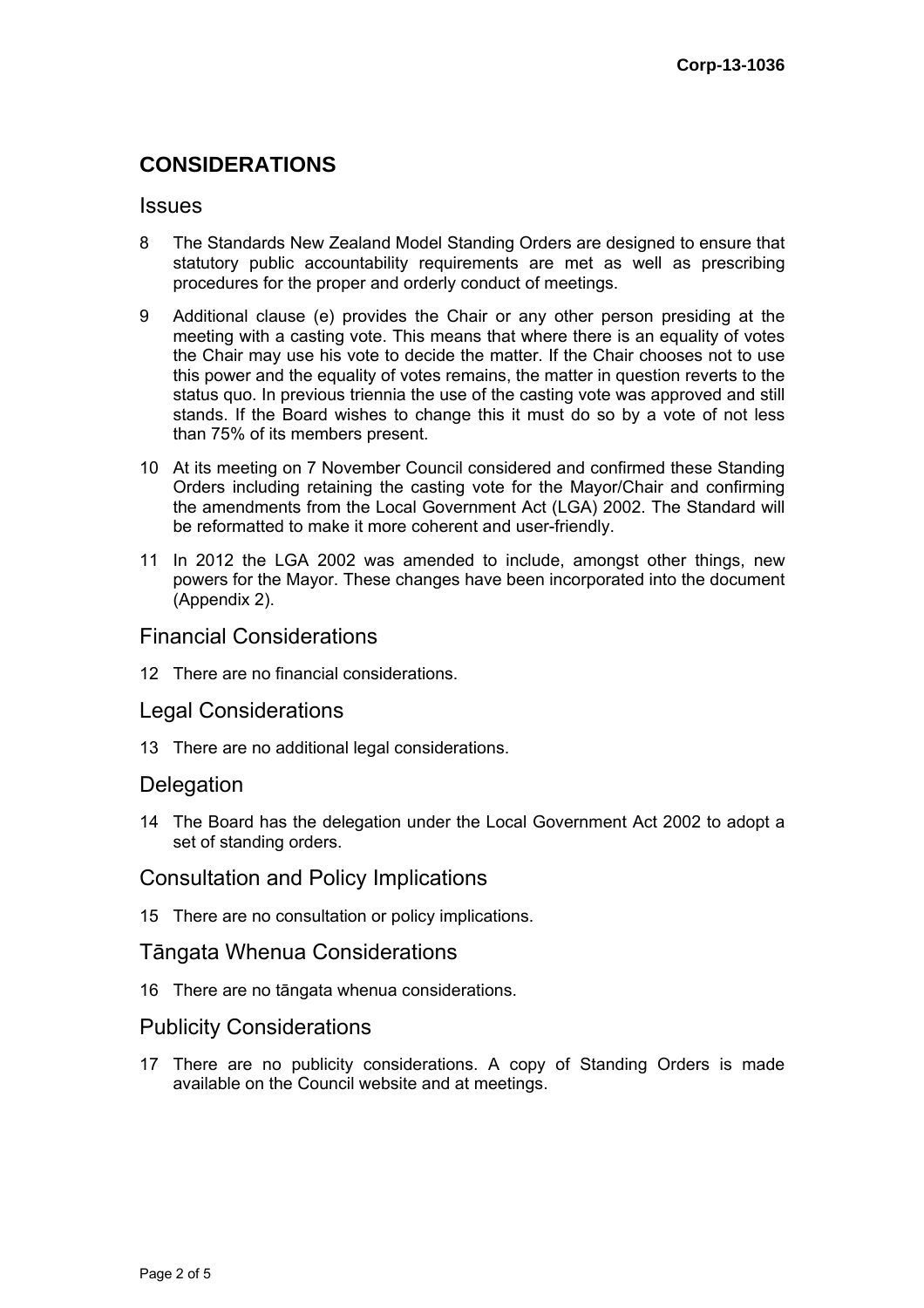## CONSIDERATIONS

### Issues

8 The Standards New Zealand Model Standing Orders are designed to ensure that statutory public accountability requirements are met as well as prescribing procedures for the proper and orderly conduct of meetings.

9 Additional clause (e) provides the Chair or any other person presiding at the meeting with a casting vote. This means that where there is an equality of votes the Chair may use his vote to decide the matter. If the Chair chooses not to use this power and the equality of votes remains, the matter in question reverts to the status quo. In previous triennia the use of the casting vote was approved and still stands. If the Board wishes to change this it must do so by a vote of not less than 75% of its members present.

10 At its meeting on 7 November Council considered and confirmed these Standing Orders including retaining the casting vote for the Mayor/Chair and confirming the amendments from the Local Government Act (LGA) 2002. The Standard will be reformatted to make it more coherent and user-friendly.

11 In 2012 the LGA 2002 was amended to include, amongst other things, new powers for the Mayor. These changes have been incorporated into the document (Appendix 2).

### Financial Considerations

12 There are no financial considerations.

### Legal Considerations

13 There are no additional legal considerations.

### Delegation

14 The Board has the delegation under the Local Government Act 2002 to adopt a set of standing orders.

### Consultation and Policy Implications

15 There are no consultation or policy implications.

### Tāngata Whenua Considerations

16 There are no tāngata whenua considerations.

### Publicity Considerations

17 There are no publicity considerations. A copy of Standing Orders is made available on the Council website and at meetings.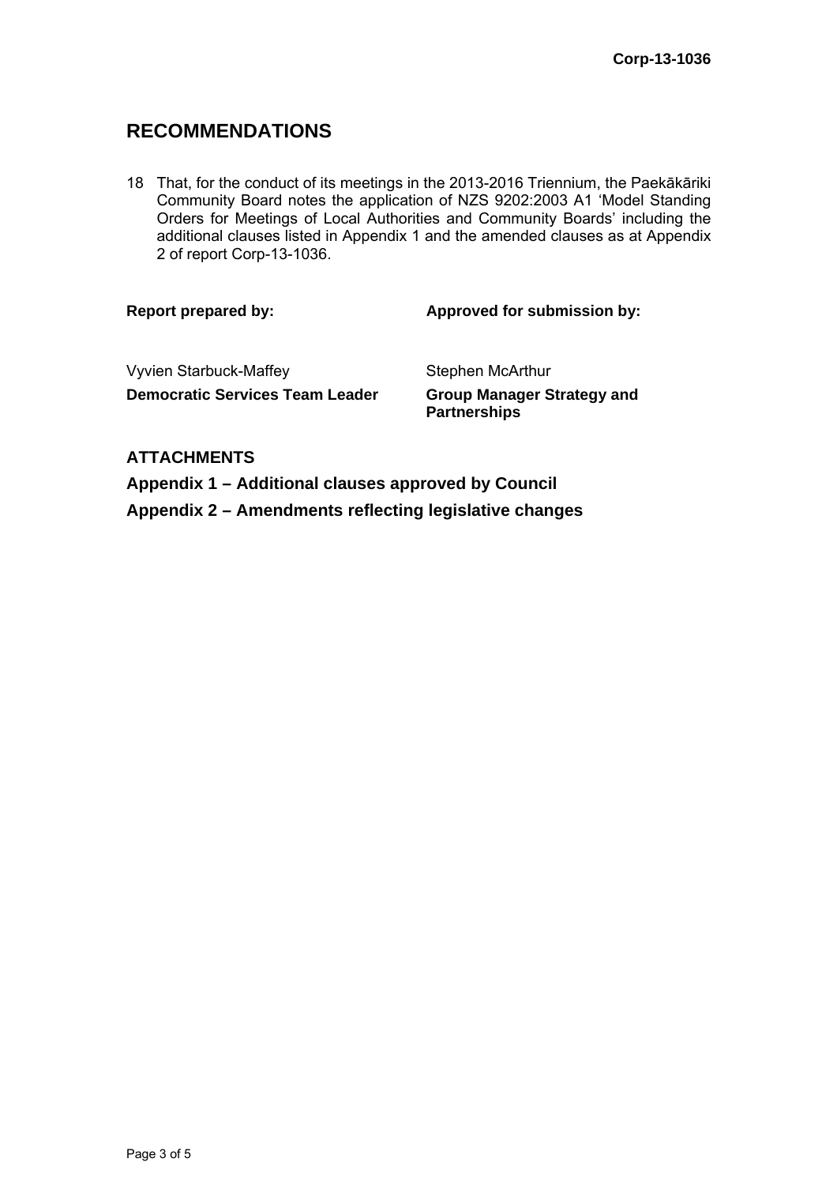## RECOMMENDATIONS

18 That, for the conduct of its meetings in the 2013-2016 Triennium, the Paekākāriki Community Board notes the application of NZS 9202:2003 A1 'Model Standing Orders for Meetings of Local Authorities and Community Boards' including the additional clauses listed in Appendix 1 and the amended clauses as at Appendix 2 of report Corp-13-1036.

| **Report prepared by:** | **Approved for submission by:** |
|---|---|
| Vyvien Starbuck-Maffey | Stephen McArthur |
| **Democratic Services Team Leader** | **Group Manager Strategy and Partnerships** |

### ATTACHMENTS

**Appendix 1 – Additional clauses approved by Council**

**Appendix 2 – Amendments reflecting legislative changes**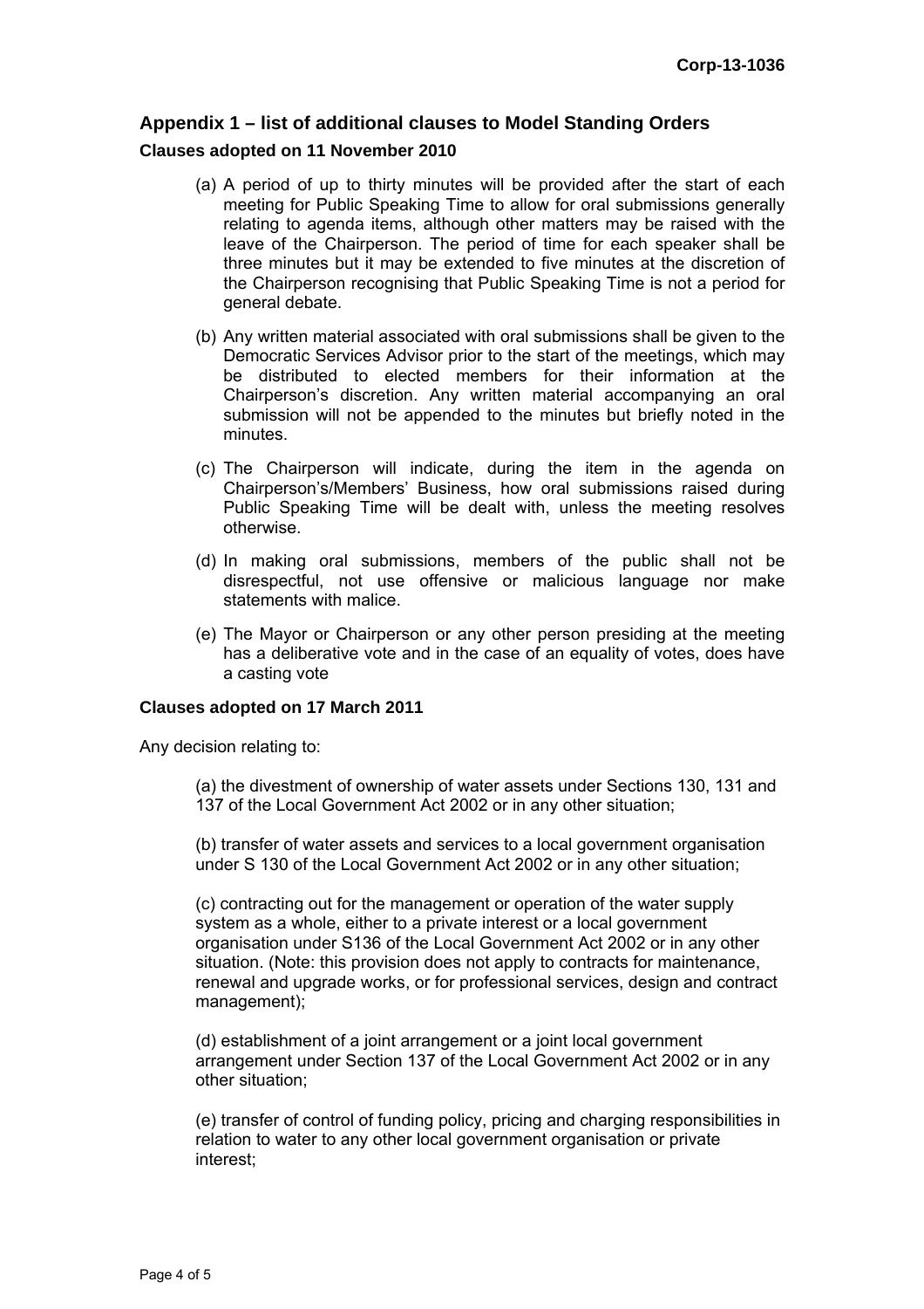## Appendix 1 – list of additional clauses to Model Standing Orders

### Clauses adopted on 11 November 2010

(a) A period of up to thirty minutes will be provided after the start of each meeting for Public Speaking Time to allow for oral submissions generally relating to agenda items, although other matters may be raised with the leave of the Chairperson. The period of time for each speaker shall be three minutes but it may be extended to five minutes at the discretion of the Chairperson recognising that Public Speaking Time is not a period for general debate.

(b) Any written material associated with oral submissions shall be given to the Democratic Services Advisor prior to the start of the meetings, which may be distributed to elected members for their information at the Chairperson's discretion. Any written material accompanying an oral submission will not be appended to the minutes but briefly noted in the minutes.

(c) The Chairperson will indicate, during the item in the agenda on Chairperson's/Members' Business, how oral submissions raised during Public Speaking Time will be dealt with, unless the meeting resolves otherwise.

(d) In making oral submissions, members of the public shall not be disrespectful, not use offensive or malicious language nor make statements with malice.

(e) The Mayor or Chairperson or any other person presiding at the meeting has a deliberative vote and in the case of an equality of votes, does have a casting vote

### Clauses adopted on 17 March 2011

Any decision relating to:

(a) the divestment of ownership of water assets under Sections 130, 131 and 137 of the Local Government Act 2002 or in any other situation;

(b) transfer of water assets and services to a local government organisation under S 130 of the Local Government Act 2002 or in any other situation;

(c) contracting out for the management or operation of the water supply system as a whole, either to a private interest or a local government organisation under S136 of the Local Government Act 2002 or in any other situation. (Note: this provision does not apply to contracts for maintenance, renewal and upgrade works, or for professional services, design and contract management);

(d) establishment of a joint arrangement or a joint local government arrangement under Section 137 of the Local Government Act 2002 or in any other situation;

(e) transfer of control of funding policy, pricing and charging responsibilities in relation to water to any other local government organisation or private interest;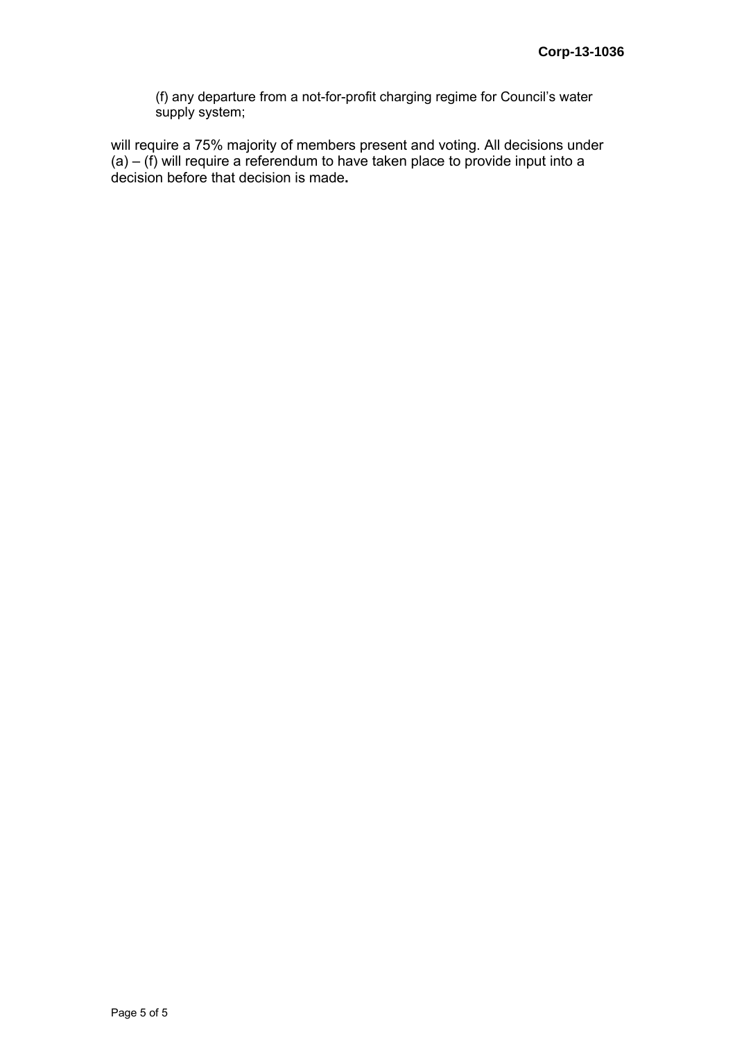(f) any departure from a not-for-profit charging regime for Council's water supply system;

will require a 75% majority of members present and voting. All decisions under (a) – (f) will require a referendum to have taken place to provide input into a decision before that decision is made**.**